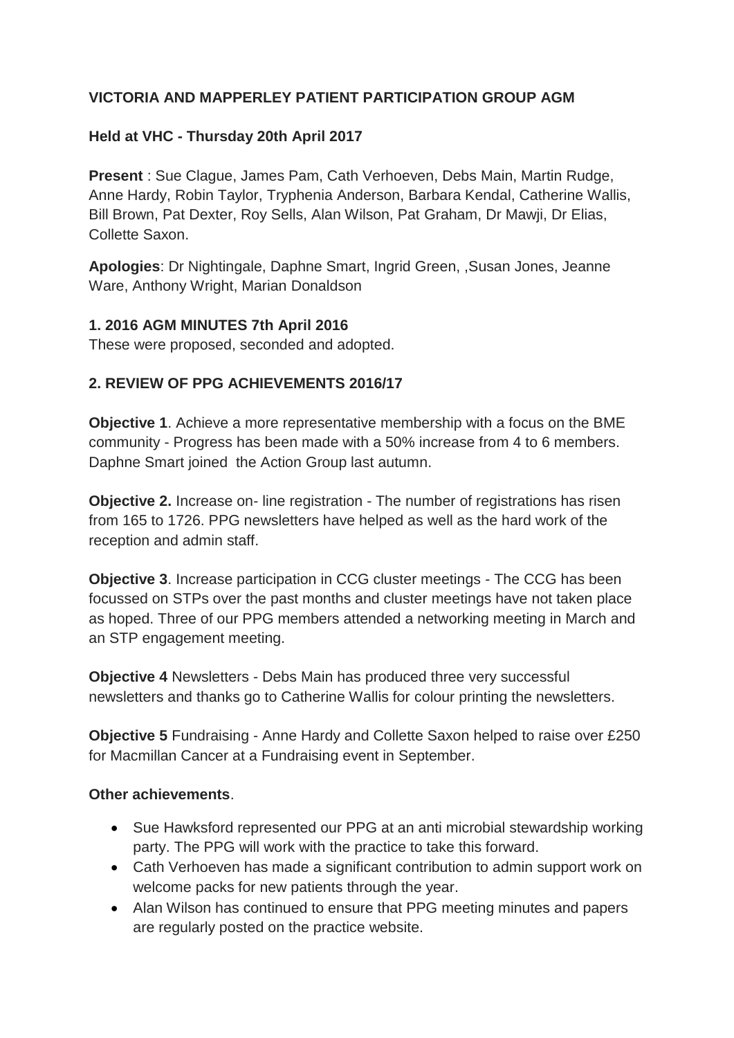**VICTORIA AND MAPPERLEY PATIENT PARTICIPATION GROUP AGM**

**Held at VHC - Thursday 20th April 2017**

**Present** : Sue Clague, James Pam, Cath Verhoeven, Debs Main, Martin Rudge, Anne Hardy, Robin Taylor, Tryphenia Anderson, Barbara Kendal, Catherine Wallis, Bill Brown, Pat Dexter, Roy Sells, Alan Wilson, Pat Graham, Dr Mawji, Dr Elias, Collette Saxon.

**Apologies**: Dr Nightingale, Daphne Smart, Ingrid Green, ,Susan Jones, Jeanne Ware, Anthony Wright, Marian Donaldson

**1. 2016 AGM MINUTES 7th April 2016**

These were proposed, seconded and adopted.

**2. REVIEW OF PPG ACHIEVEMENTS 2016/17**

**Objective 1**. Achieve a more representative membership with a focus on the BME community - Progress has been made with a 50% increase from 4 to 6 members. Daphne Smart joined the Action Group last autumn.

**Objective 2.** Increase on- line registration - The number of registrations has risen from 165 to 1726. PPG newsletters have helped as well as the hard work of the reception and admin staff.

**Objective 3**. Increase participation in CCG cluster meetings - The CCG has been focussed on STPs over the past months and cluster meetings have not taken place as hoped. Three of our PPG members attended a networking meeting in March and an STP engagement meeting.

**Objective 4** Newsletters - Debs Main has produced three very successful newsletters and thanks go to Catherine Wallis for colour printing the newsletters.

**Objective 5** Fundraising - Anne Hardy and Collette Saxon helped to raise over £250 for Macmillan Cancer at a Fundraising event in September.

**Other achievements**.

- Sue Hawksford represented our PPG at an anti microbial stewardship working party. The PPG will work with the practice to take this forward.
- Cath Verhoeven has made a significant contribution to admin support work on welcome packs for new patients through the year.
- Alan Wilson has continued to ensure that PPG meeting minutes and papers are regularly posted on the practice website.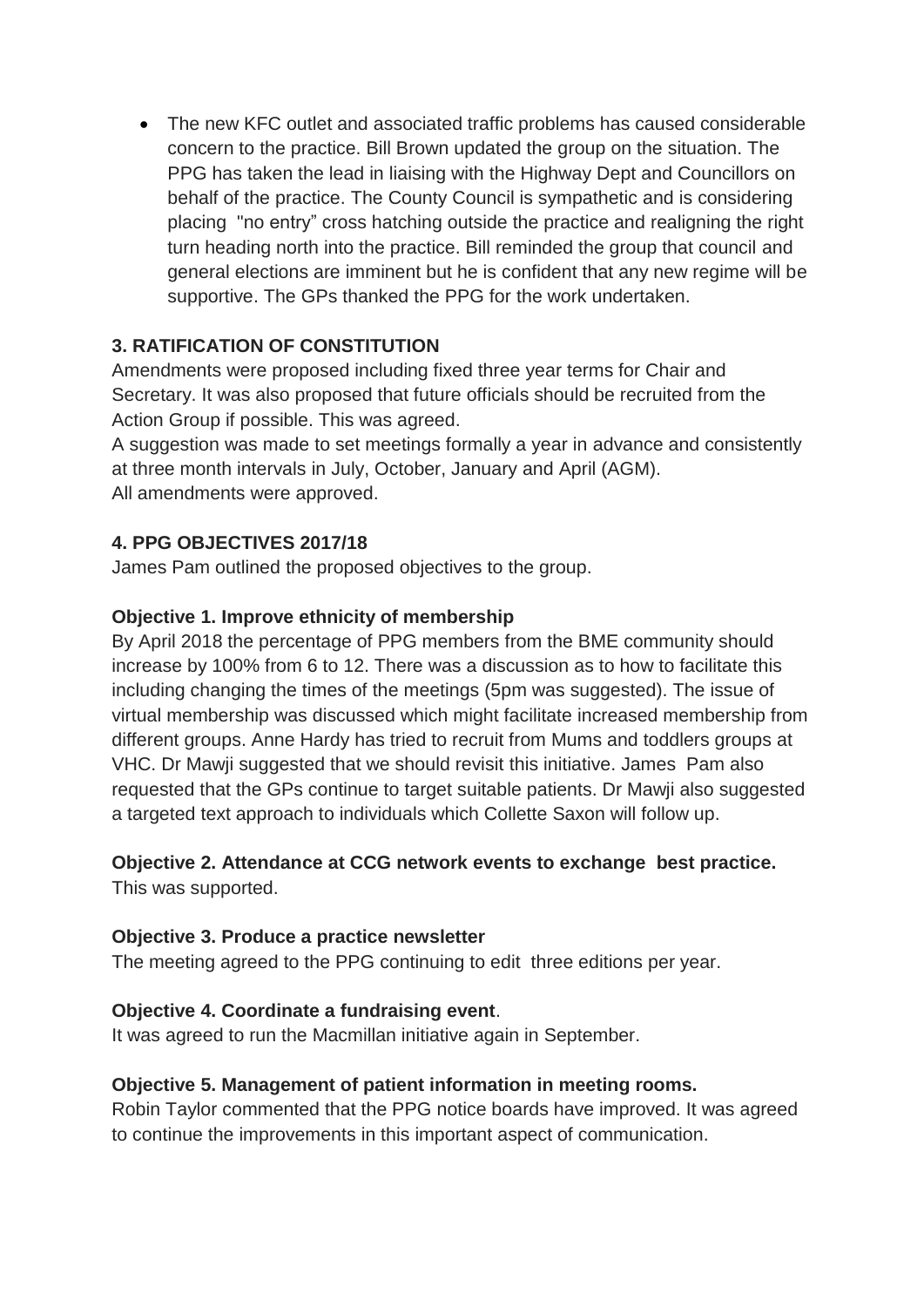- The new KFC outlet and associated traffic problems has caused considerable concern to the practice. Bill Brown updated the group on the situation. The PPG has taken the lead in liaising with the Highway Dept and Councillors on behalf of the practice. The County Council is sympathetic and is considering placing "no entry" cross hatching outside the practice and realigning the right turn heading north into the practice. Bill reminded the group that council and general elections are imminent but he is confident that any new regime will be supportive. The GPs thanked the PPG for the work undertaken.

**3. RATIFICATION OF CONSTITUTION**

Amendments were proposed including fixed three year terms for Chair and Secretary. It was also proposed that future officials should be recruited from the Action Group if possible. This was agreed.
A suggestion was made to set meetings formally a year in advance and consistently at three month intervals in July, October, January and April (AGM).
All amendments were approved.

**4. PPG OBJECTIVES 2017/18**

James Pam outlined the proposed objectives to the group.

**Objective 1. Improve ethnicity of membership**

By April 2018 the percentage of PPG members from the BME community should increase by 100% from 6 to 12. There was a discussion as to how to facilitate this including changing the times of the meetings (5pm was suggested). The issue of virtual membership was discussed which might facilitate increased membership from different groups. Anne Hardy has tried to recruit from Mums and toddlers groups at VHC. Dr Mawji suggested that we should revisit this initiative. James Pam also requested that the GPs continue to target suitable patients. Dr Mawji also suggested a targeted text approach to individuals which Collette Saxon will follow up.

**Objective 2. Attendance at CCG network events to exchange best practice.**
This was supported.

**Objective 3. Produce a practice newsletter**

The meeting agreed to the PPG continuing to edit three editions per year.

**Objective 4. Coordinate a fundraising event**.

It was agreed to run the Macmillan initiative again in September.

**Objective 5. Management of patient information in meeting rooms.**

Robin Taylor commented that the PPG notice boards have improved. It was agreed to continue the improvements in this important aspect of communication.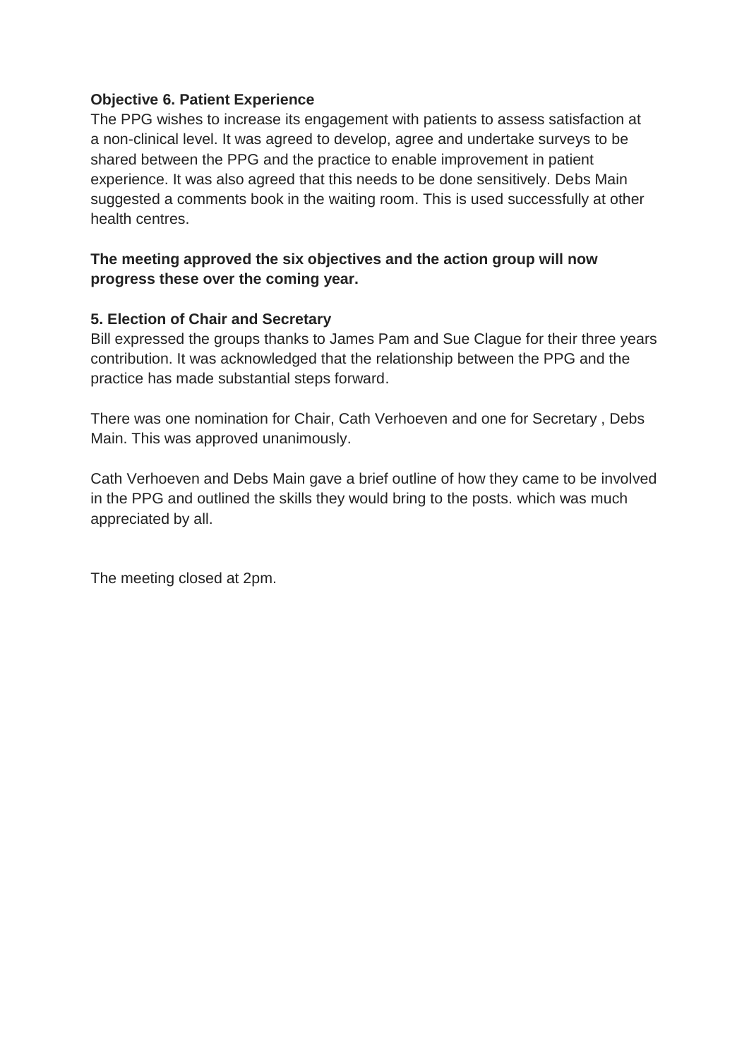**Objective 6. Patient Experience**

The PPG wishes to increase its engagement with patients to assess satisfaction at a non-clinical level. It was agreed to develop, agree and undertake surveys to be shared between the PPG and the practice to enable improvement in patient experience. It was also agreed that this needs to be done sensitively. Debs Main suggested a comments book in the waiting room. This is used successfully at other health centres.

**The meeting approved the six objectives and the action group will now progress these over the coming year.**

**5. Election of Chair and Secretary**

Bill expressed the groups thanks to James Pam and Sue Clague for their three years contribution. It was acknowledged that the relationship between the PPG and the practice has made substantial steps forward.

There was one nomination for Chair, Cath Verhoeven and one for Secretary , Debs Main. This was approved unanimously.

Cath Verhoeven and Debs Main gave a brief outline of how they came to be involved in the PPG and outlined the skills they would bring to the posts. which was much appreciated by all.

The meeting closed at 2pm.